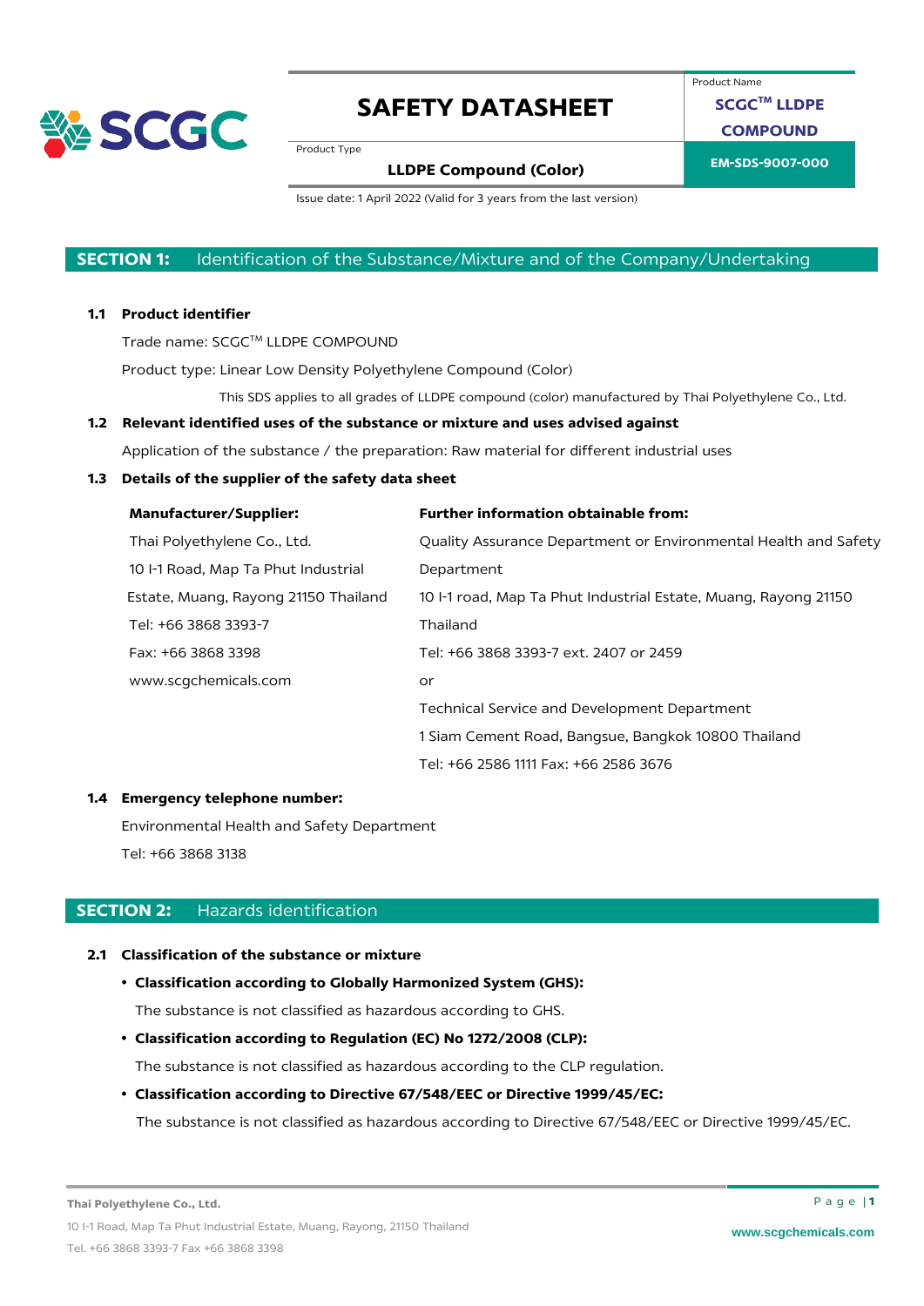# SAFETY DATASHEET

Product Name: **SCGC™ LLDPE COMPOUND**

Product Type: **LLDPE Compound (Color)**

**EM-SDS-9007-000**

Issue date: 1 April 2022 (Valid for 3 years from the last version)

## SECTION 1: Identification of the Substance/Mixture and of the Company/Undertaking

### 1.1 Product identifier

Trade name: SCGC™ LLDPE COMPOUND

Product type: Linear Low Density Polyethylene Compound (Color)

This SDS applies to all grades of LLDPE compound (color) manufactured by Thai Polyethylene Co., Ltd.

### 1.2 Relevant identified uses of the substance or mixture and uses advised against

Application of the substance / the preparation: Raw material for different industrial uses

### 1.3 Details of the supplier of the safety data sheet

| **Manufacturer/Supplier:** | **Further information obtainable from:** |
|---|---|
| Thai Polyethylene Co., Ltd. | Quality Assurance Department or Environmental Health and Safety Department |
| 10 I-1 Road, Map Ta Phut Industrial Estate, Muang, Rayong 21150 Thailand | 10 I-1 road, Map Ta Phut Industrial Estate, Muang, Rayong 21150 Thailand |
| Tel: +66 3868 3393-7 | Tel: +66 3868 3393-7 ext. 2407 or 2459 |
| Fax: +66 3868 3398 | or |
| www.scgchemicals.com | Technical Service and Development Department |
| | 1 Siam Cement Road, Bangsue, Bangkok 10800 Thailand |
| | Tel: +66 2586 1111 Fax: +66 2586 3676 |

### 1.4 Emergency telephone number:

Environmental Health and Safety Department

Tel: +66 3868 3138

## SECTION 2: Hazards identification

### 2.1 Classification of the substance or mixture

- **Classification according to Globally Harmonized System (GHS):**

  The substance is not classified as hazardous according to GHS.

- **Classification according to Regulation (EC) No 1272/2008 (CLP):**

  The substance is not classified as hazardous according to the CLP regulation.

- **Classification according to Directive 67/548/EEC or Directive 1999/45/EC:**

  The substance is not classified as hazardous according to Directive 67/548/EEC or Directive 1999/45/EC.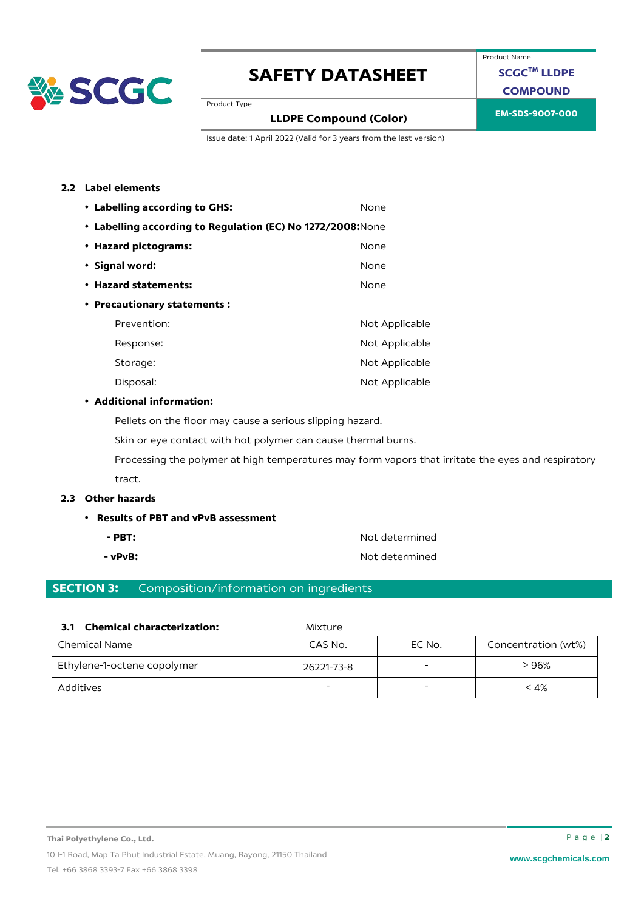### 2.2 Label elements

- **Labelling according to GHS:** None
- **Labelling according to Regulation (EC) No 1272/2008:** None
- **Hazard pictograms:** None
- **Signal word:** None
- **Hazard statements:** None
- **Precautionary statements :**

  Prevention: Not Applicable

  Response: Not Applicable

  Storage: Not Applicable

  Disposal: Not Applicable

- **Additional information:**

  Pellets on the floor may cause a serious slipping hazard.

  Skin or eye contact with hot polymer can cause thermal burns.

  Processing the polymer at high temperatures may form vapors that irritate the eyes and respiratory tract.

### 2.3 Other hazards

- **Results of PBT and vPvB assessment**

  **- PBT:** Not determined

  **- vPvB:** Not determined

## SECTION 3: Composition/information on ingredients

### 3.1 Chemical characterization: Mixture

| Chemical Name | CAS No. | EC No. | Concentration (wt%) |
|---|---|---|---|
| Ethylene-1-octene copolymer | 26221-73-8 | - | > 96% |
| Additives | - | - | < 4% |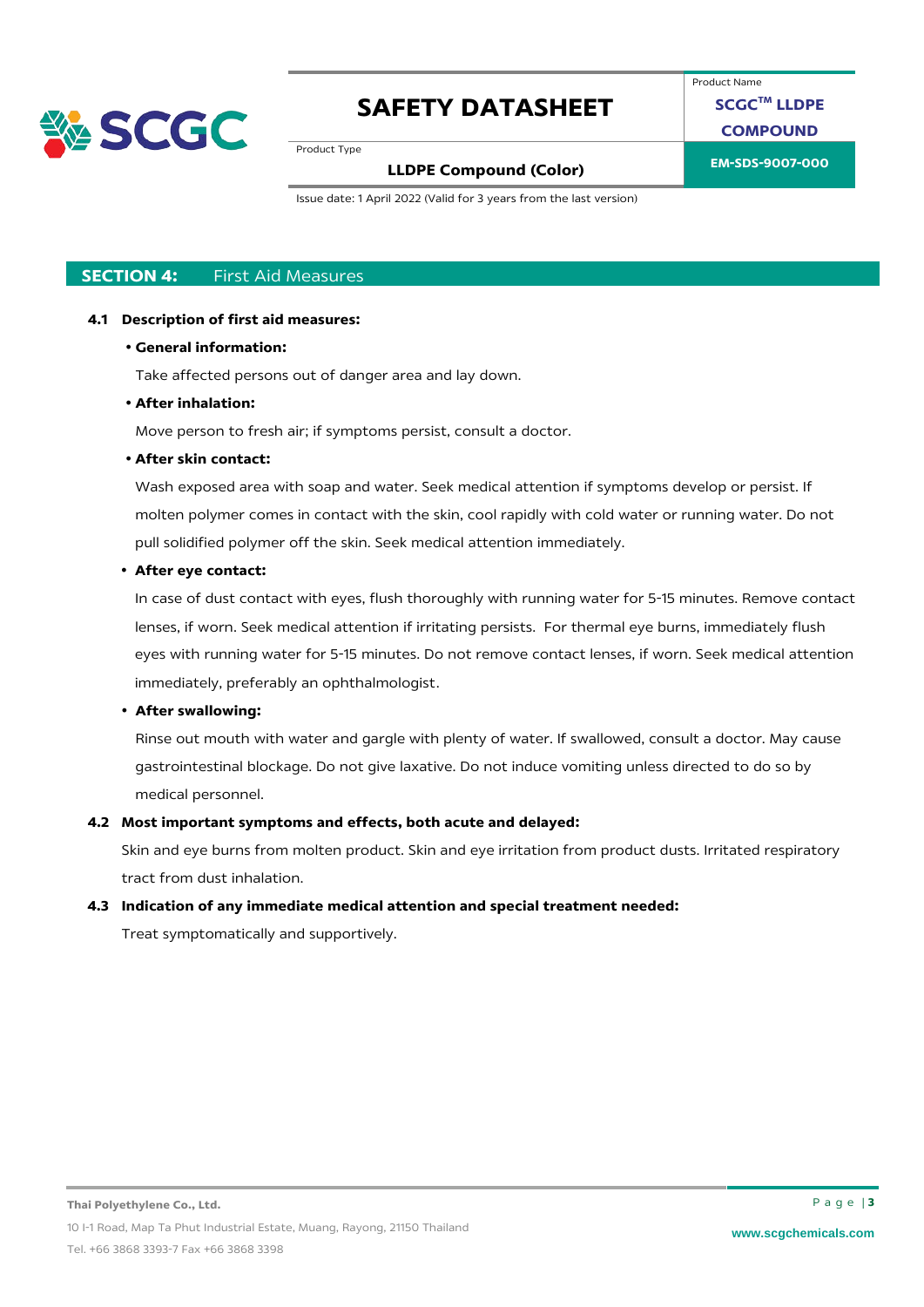## SECTION 4: First Aid Measures

**4.1 Description of first aid measures:**

- **General information:**

  Take affected persons out of danger area and lay down.

- **After inhalation:**

  Move person to fresh air; if symptoms persist, consult a doctor.

- **After skin contact:**

  Wash exposed area with soap and water. Seek medical attention if symptoms develop or persist. If molten polymer comes in contact with the skin, cool rapidly with cold water or running water. Do not pull solidified polymer off the skin. Seek medical attention immediately.

- **After eye contact:**

  In case of dust contact with eyes, flush thoroughly with running water for 5-15 minutes. Remove contact lenses, if worn. Seek medical attention if irritating persists. For thermal eye burns, immediately flush eyes with running water for 5-15 minutes. Do not remove contact lenses, if worn. Seek medical attention immediately, preferably an ophthalmologist.

- **After swallowing:**

  Rinse out mouth with water and gargle with plenty of water. If swallowed, consult a doctor. May cause gastrointestinal blockage. Do not give laxative. Do not induce vomiting unless directed to do so by medical personnel.

**4.2 Most important symptoms and effects, both acute and delayed:**

Skin and eye burns from molten product. Skin and eye irritation from product dusts. Irritated respiratory tract from dust inhalation.

**4.3 Indication of any immediate medical attention and special treatment needed:**

Treat symptomatically and supportively.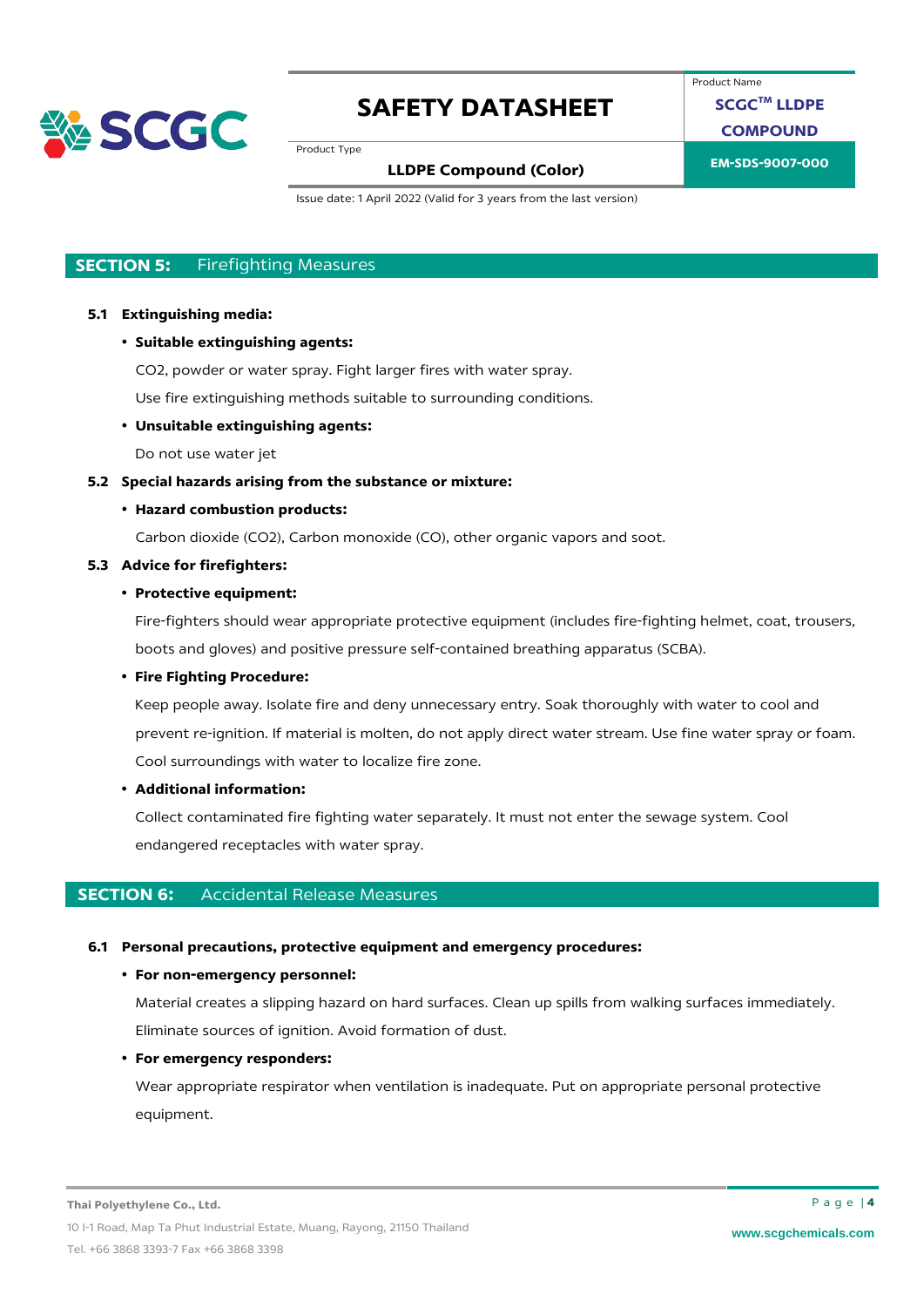## SECTION 5: Firefighting Measures

**5.1 Extinguishing media:**

- **Suitable extinguishing agents:**

  $CO_2$, powder or water spray. Fight larger fires with water spray.

  Use fire extinguishing methods suitable to surrounding conditions.

- **Unsuitable extinguishing agents:**

  Do not use water jet

**5.2 Special hazards arising from the substance or mixture:**

- **Hazard combustion products:**

  Carbon dioxide ($CO_2$), Carbon monoxide (CO), other organic vapors and soot.

**5.3 Advice for firefighters:**

- **Protective equipment:**

  Fire-fighters should wear appropriate protective equipment (includes fire-fighting helmet, coat, trousers, boots and gloves) and positive pressure self-contained breathing apparatus (SCBA).

- **Fire Fighting Procedure:**

  Keep people away. Isolate fire and deny unnecessary entry. Soak thoroughly with water to cool and prevent re-ignition. If material is molten, do not apply direct water stream. Use fine water spray or foam. Cool surroundings with water to localize fire zone.

- **Additional information:**

  Collect contaminated fire fighting water separately. It must not enter the sewage system. Cool endangered receptacles with water spray.

## SECTION 6: Accidental Release Measures

**6.1 Personal precautions, protective equipment and emergency procedures:**

- **For non-emergency personnel:**

  Material creates a slipping hazard on hard surfaces. Clean up spills from walking surfaces immediately. Eliminate sources of ignition. Avoid formation of dust.

- **For emergency responders:**

  Wear appropriate respirator when ventilation is inadequate. Put on appropriate personal protective equipment.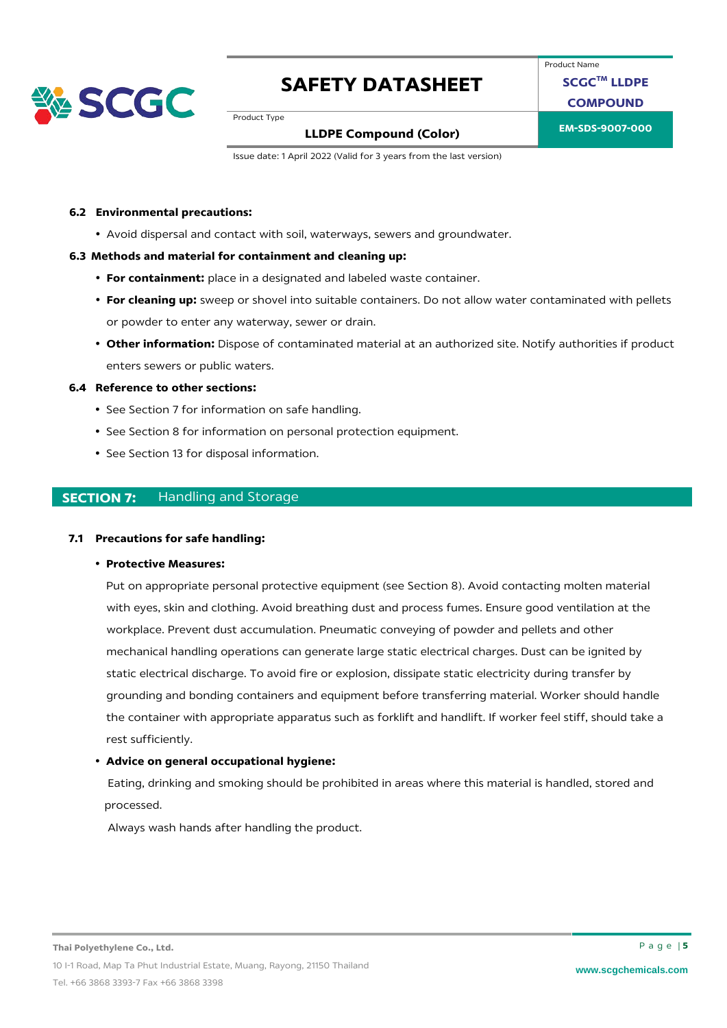### 6.2 Environmental precautions:

- Avoid dispersal and contact with soil, waterways, sewers and groundwater.

### 6.3 Methods and material for containment and cleaning up:

- **For containment:** place in a designated and labeled waste container.
- **For cleaning up:** sweep or shovel into suitable containers. Do not allow water contaminated with pellets or powder to enter any waterway, sewer or drain.
- **Other information:** Dispose of contaminated material at an authorized site. Notify authorities if product enters sewers or public waters.

### 6.4 Reference to other sections:

- See Section 7 for information on safe handling.
- See Section 8 for information on personal protection equipment.
- See Section 13 for disposal information.

## SECTION 7: Handling and Storage

### 7.1 Precautions for safe handling:

- **Protective Measures:**

  Put on appropriate personal protective equipment (see Section 8). Avoid contacting molten material with eyes, skin and clothing. Avoid breathing dust and process fumes. Ensure good ventilation at the workplace. Prevent dust accumulation. Pneumatic conveying of powder and pellets and other mechanical handling operations can generate large static electrical charges. Dust can be ignited by static electrical discharge. To avoid fire or explosion, dissipate static electricity during transfer by grounding and bonding containers and equipment before transferring material. Worker should handle the container with appropriate apparatus such as forklift and handlift. If worker feel stiff, should take a rest sufficiently.

- **Advice on general occupational hygiene:**

  Eating, drinking and smoking should be prohibited in areas where this material is handled, stored and processed.

  Always wash hands after handling the product.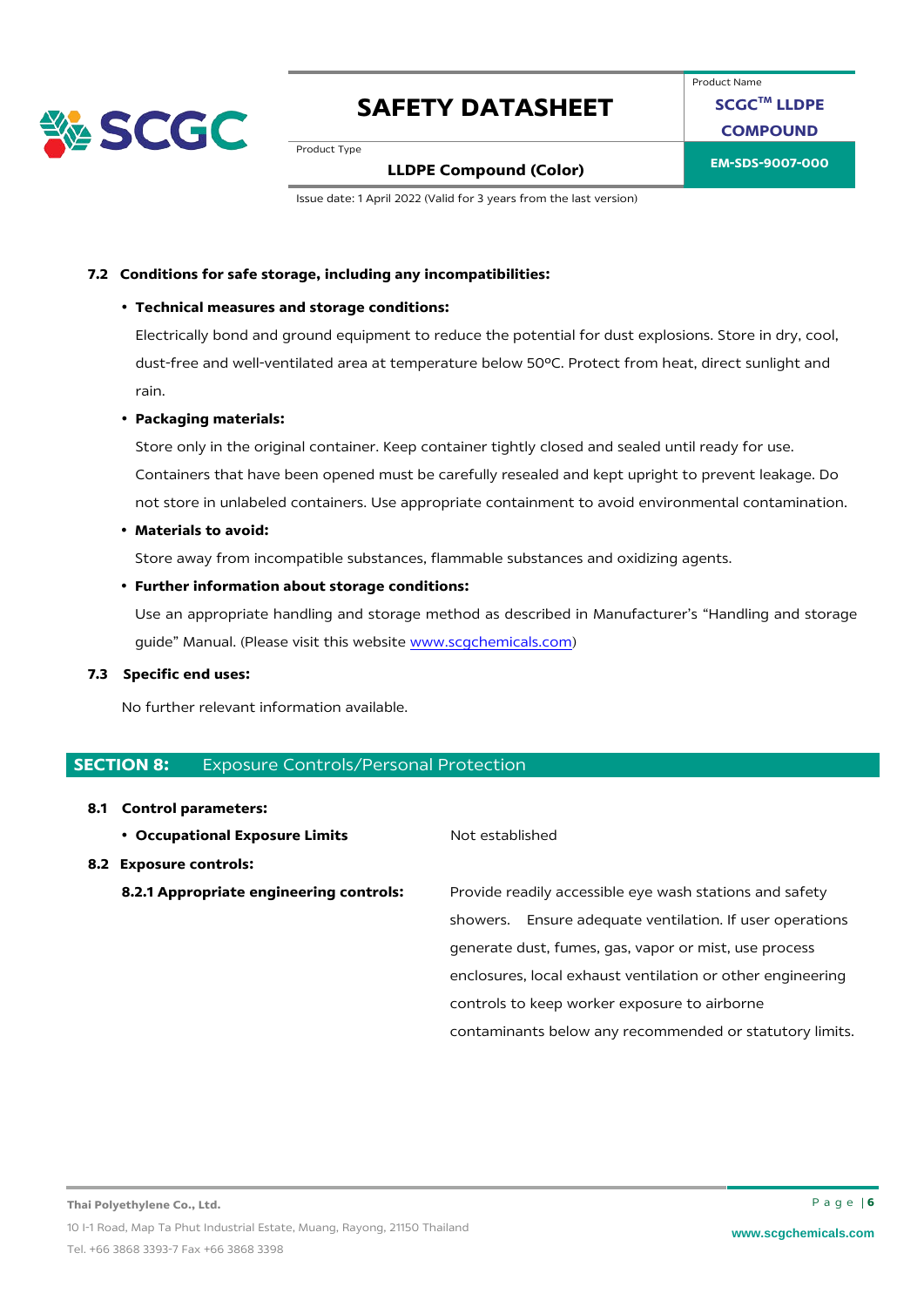### 7.2 Conditions for safe storage, including any incompatibilities:

- **Technical measures and storage conditions:**

  Electrically bond and ground equipment to reduce the potential for dust explosions. Store in dry, cool, dust-free and well-ventilated area at temperature below 50ºC. Protect from heat, direct sunlight and rain.

- **Packaging materials:**

  Store only in the original container. Keep container tightly closed and sealed until ready for use. Containers that have been opened must be carefully resealed and kept upright to prevent leakage. Do not store in unlabeled containers. Use appropriate containment to avoid environmental contamination.

- **Materials to avoid:**

  Store away from incompatible substances, flammable substances and oxidizing agents.

- **Further information about storage conditions:**

  Use an appropriate handling and storage method as described in Manufacturer's "Handling and storage guide" Manual. (Please visit this website www.scgchemicals.com)

### 7.3 Specific end uses:

No further relevant information available.

## SECTION 8: Exposure Controls/Personal Protection

### 8.1 Control parameters:

- **Occupational Exposure Limits** — Not established

### 8.2 Exposure controls:

**8.2.1 Appropriate engineering controls:** Provide readily accessible eye wash stations and safety showers. Ensure adequate ventilation. If user operations generate dust, fumes, gas, vapor or mist, use process enclosures, local exhaust ventilation or other engineering controls to keep worker exposure to airborne contaminants below any recommended or statutory limits.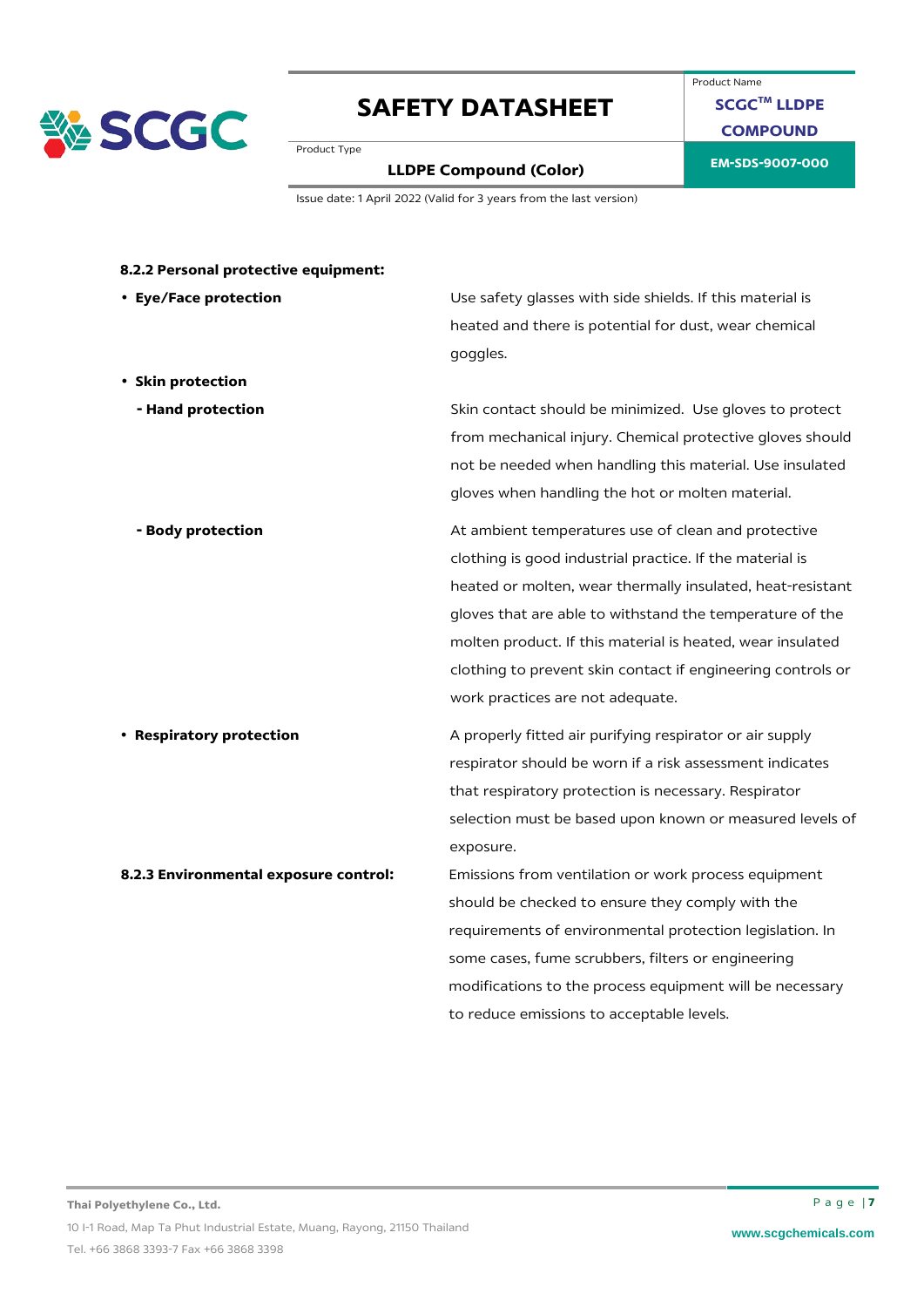#### 8.2.2 Personal protective equipment:

- **Eye/Face protection**

  Use safety glasses with side shields. If this material is heated and there is potential for dust, wear chemical goggles.

- **Skin protection**
  - **Hand protection**

    Skin contact should be minimized. Use gloves to protect from mechanical injury. Chemical protective gloves should not be needed when handling this material. Use insulated gloves when handling the hot or molten material.

  - **Body protection**

    At ambient temperatures use of clean and protective clothing is good industrial practice. If the material is heated or molten, wear thermally insulated, heat-resistant gloves that are able to withstand the temperature of the molten product. If this material is heated, wear insulated clothing to prevent skin contact if engineering controls or work practices are not adequate.

- **Respiratory protection**

  A properly fitted air purifying respirator or air supply respirator should be worn if a risk assessment indicates that respiratory protection is necessary. Respirator selection must be based upon known or measured levels of exposure.

#### 8.2.3 Environmental exposure control:

Emissions from ventilation or work process equipment should be checked to ensure they comply with the requirements of environmental protection legislation. In some cases, fume scrubbers, filters or engineering modifications to the process equipment will be necessary to reduce emissions to acceptable levels.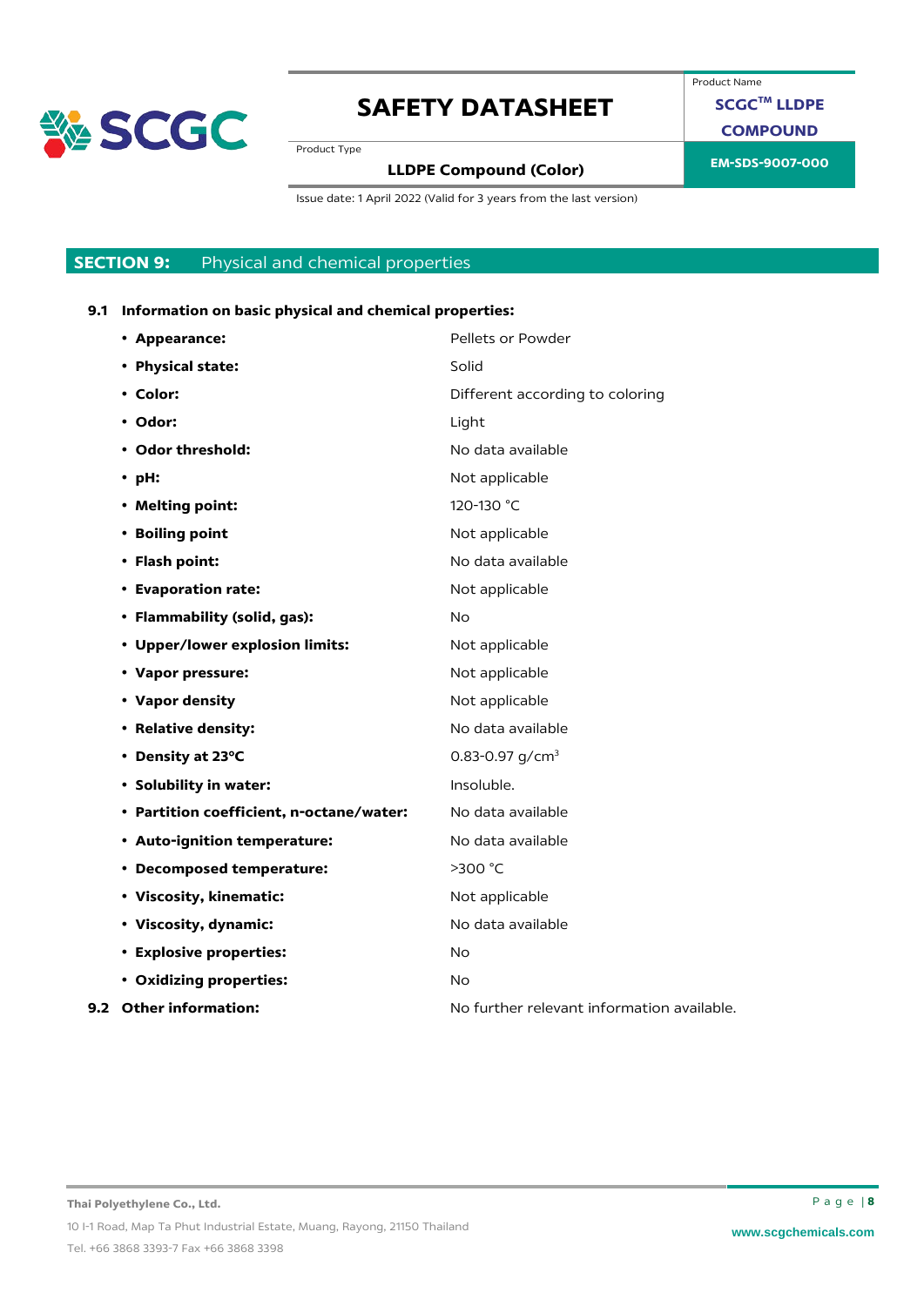## SECTION 9: Physical and chemical properties

**9.1 Information on basic physical and chemical properties:**

- **Appearance:** Pellets or Powder
- **Physical state:** Solid
- **Color:** Different according to coloring
- **Odor:** Light
- **Odor threshold:** No data available
- **pH:** Not applicable
- **Melting point:** 120-130 °C
- **Boiling point** Not applicable
- **Flash point:** No data available
- **Evaporation rate:** Not applicable
- **Flammability (solid, gas):** No
- **Upper/lower explosion limits:** Not applicable
- **Vapor pressure:** Not applicable
- **Vapor density** Not applicable
- **Relative density:** No data available
- **Density at 23°C** 0.83-0.97 g/cm$^3$
- **Solubility in water:** Insoluble.
- **Partition coefficient, n-octane/water:** No data available
- **Auto-ignition temperature:** No data available
- **Decomposed temperature:** >300 °C
- **Viscosity, kinematic:** Not applicable
- **Viscosity, dynamic:** No data available
- **Explosive properties:** No
- **Oxidizing properties:** No

**9.2 Other information:** No further relevant information available.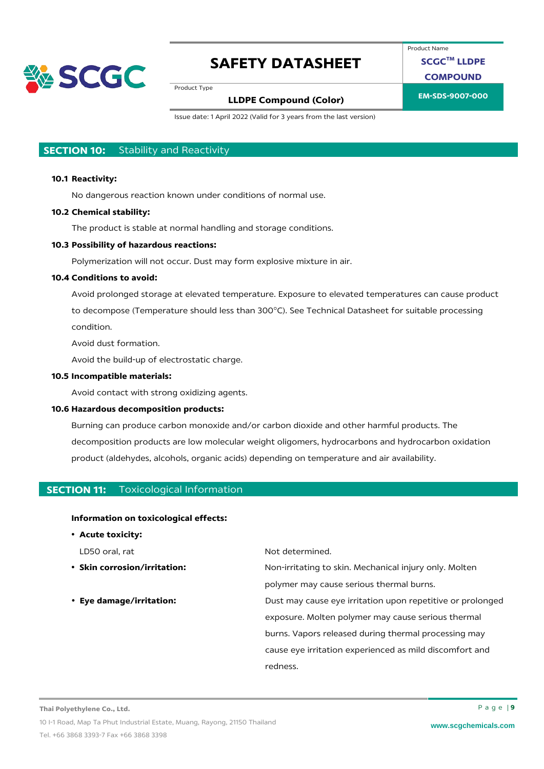## SECTION 10: Stability and Reactivity

**10.1 Reactivity:**

No dangerous reaction known under conditions of normal use.

**10.2 Chemical stability:**

The product is stable at normal handling and storage conditions.

**10.3 Possibility of hazardous reactions:**

Polymerization will not occur. Dust may form explosive mixture in air.

**10.4 Conditions to avoid:**

Avoid prolonged storage at elevated temperature. Exposure to elevated temperatures can cause product to decompose (Temperature should less than 300°C). See Technical Datasheet for suitable processing condition.

Avoid dust formation.

Avoid the build-up of electrostatic charge.

**10.5 Incompatible materials:**

Avoid contact with strong oxidizing agents.

**10.6 Hazardous decomposition products:**

Burning can produce carbon monoxide and/or carbon dioxide and other harmful products. The decomposition products are low molecular weight oligomers, hydrocarbons and hydrocarbon oxidation product (aldehydes, alcohols, organic acids) depending on temperature and air availability.

## SECTION 11: Toxicological Information

**Information on toxicological effects:**

- **Acute toxicity:**

| | |
|---|---|
| LD50 oral, rat | Not determined. |
| • **Skin corrosion/irritation:** | Non-irritating to skin. Mechanical injury only. Molten polymer may cause serious thermal burns. |
| • **Eye damage/irritation:** | Dust may cause eye irritation upon repetitive or prolonged exposure. Molten polymer may cause serious thermal burns. Vapors released during thermal processing may cause eye irritation experienced as mild discomfort and redness. |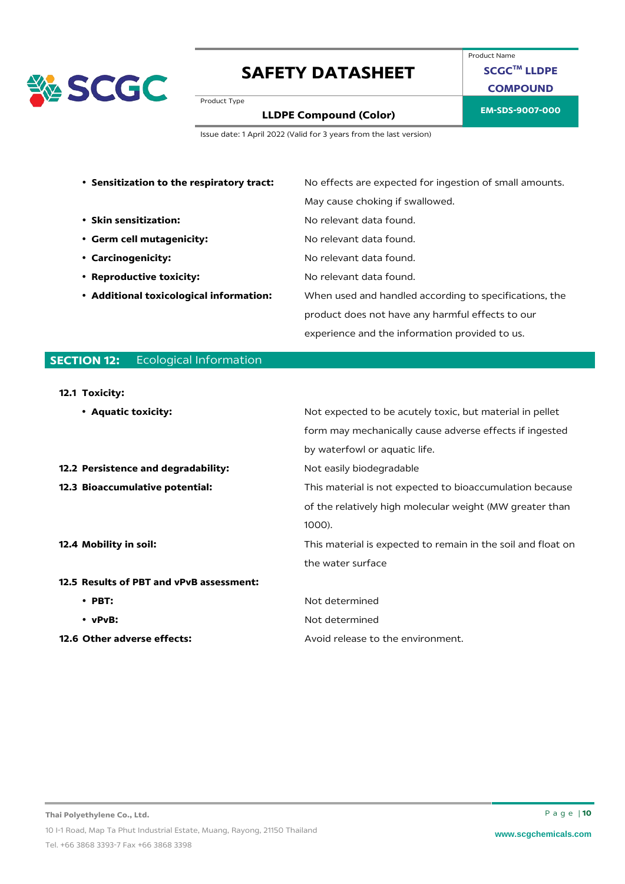- **Sensitization to the respiratory tract:** No effects are expected for ingestion of small amounts. May cause choking if swallowed.
- **Skin sensitization:** No relevant data found.
- **Germ cell mutagenicity:** No relevant data found.
- **Carcinogenicity:** No relevant data found.
- **Reproductive toxicity:** No relevant data found.
- **Additional toxicological information:** When used and handled according to specifications, the product does not have any harmful effects to our experience and the information provided to us.

## SECTION 12: Ecological Information

**12.1 Toxicity:**

- **Aquatic toxicity:** Not expected to be acutely toxic, but material in pellet form may mechanically cause adverse effects if ingested by waterfowl or aquatic life.

**12.2 Persistence and degradability:** Not easily biodegradable

**12.3 Bioaccumulative potential:** This material is not expected to bioaccumulation because of the relatively high molecular weight (MW greater than 1000).

**12.4 Mobility in soil:** This material is expected to remain in the soil and float on the water surface

**12.5 Results of PBT and vPvB assessment:**

- **PBT:** Not determined
- **vPvB:** Not determined

**12.6 Other adverse effects:** Avoid release to the environment.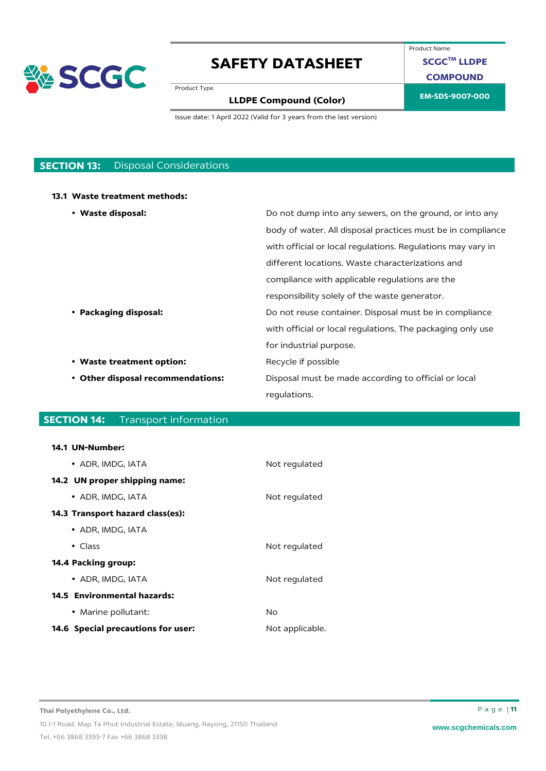## SECTION 13: Disposal Considerations

**13.1 Waste treatment methods:**

- **Waste disposal:** Do not dump into any sewers, on the ground, or into any body of water. All disposal practices must be in compliance with official or local regulations. Regulations may vary in different locations. Waste characterizations and compliance with applicable regulations are the responsibility solely of the waste generator.
- **Packaging disposal:** Do not reuse container. Disposal must be in compliance with official or local regulations. The packaging only use for industrial purpose.
- **Waste treatment option:** Recycle if possible
- **Other disposal recommendations:** Disposal must be made according to official or local regulations.

## SECTION 14: Transport information

**14.1 UN-Number:**

- ADR, IMDG, IATA: Not regulated

**14.2 UN proper shipping name:**

- ADR, IMDG, IATA: Not regulated

**14.3 Transport hazard class(es):**

- ADR, IMDG, IATA
- Class: Not regulated

**14.4 Packing group:**

- ADR, IMDG, IATA: Not regulated

**14.5 Environmental hazards:**

- Marine pollutant: No

**14.6 Special precautions for user:** Not applicable.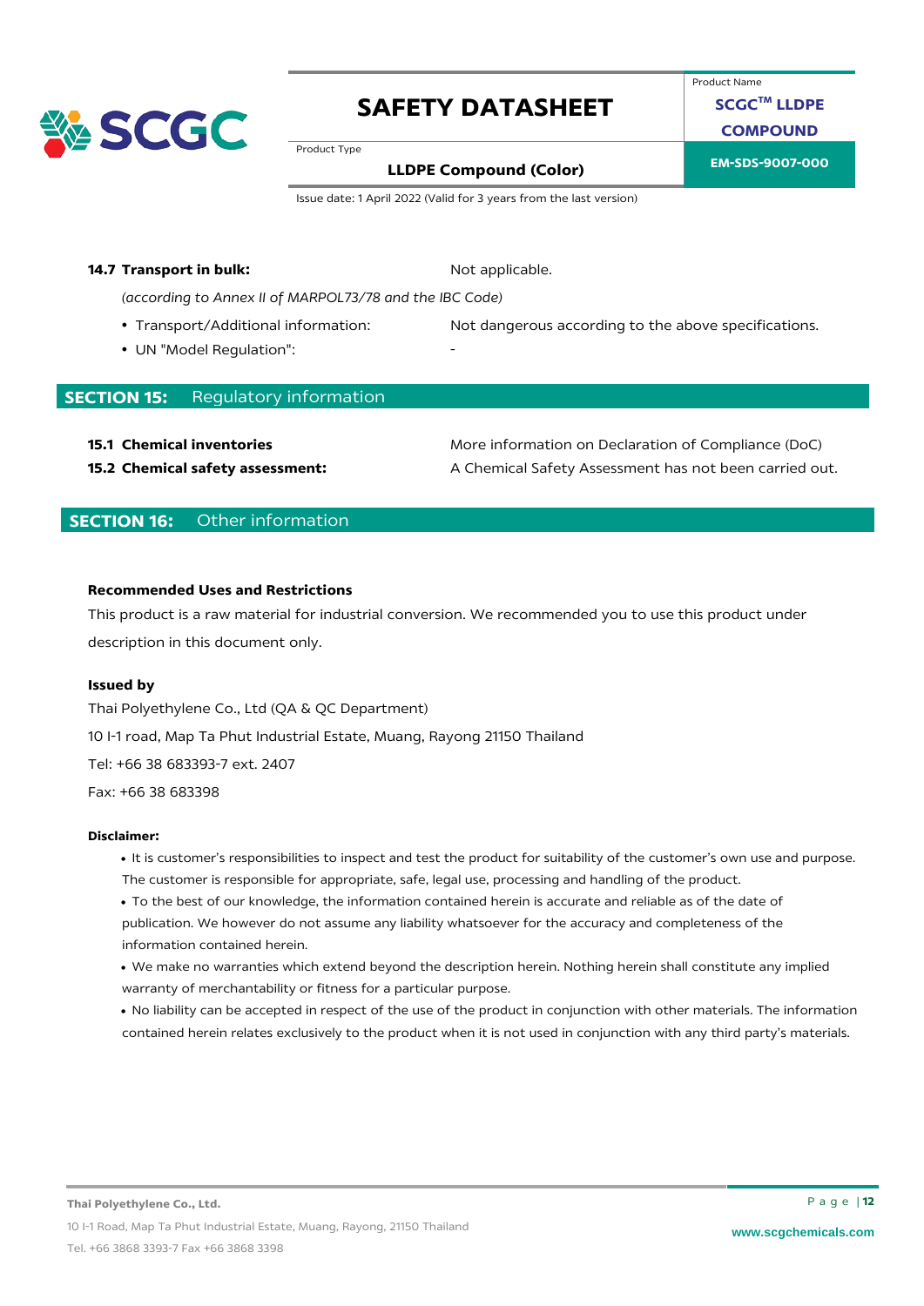**14.7 Transport in bulk:** Not applicable.

*(according to Annex II of MARPOL73/78 and the IBC Code)*

- Transport/Additional information: Not dangerous according to the above specifications.
- UN "Model Regulation": -

## SECTION 15: Regulatory information

**15.1 Chemical inventories** More information on Declaration of Compliance (DoC)

**15.2 Chemical safety assessment:** A Chemical Safety Assessment has not been carried out.

## SECTION 16: Other information

**Recommended Uses and Restrictions**

This product is a raw material for industrial conversion. We recommended you to use this product under description in this document only.

**Issued by**

Thai Polyethylene Co., Ltd (QA & QC Department)

10 I-1 road, Map Ta Phut Industrial Estate, Muang, Rayong 21150 Thailand

Tel: +66 38 683393-7 ext. 2407

Fax: +66 38 683398

**Disclaimer:**

- It is customer's responsibilities to inspect and test the product for suitability of the customer's own use and purpose. The customer is responsible for appropriate, safe, legal use, processing and handling of the product.
- To the best of our knowledge, the information contained herein is accurate and reliable as of the date of publication. We however do not assume any liability whatsoever for the accuracy and completeness of the information contained herein.
- We make no warranties which extend beyond the description herein. Nothing herein shall constitute any implied warranty of merchantability or fitness for a particular purpose.
- No liability can be accepted in respect of the use of the product in conjunction with other materials. The information contained herein relates exclusively to the product when it is not used in conjunction with any third party's materials.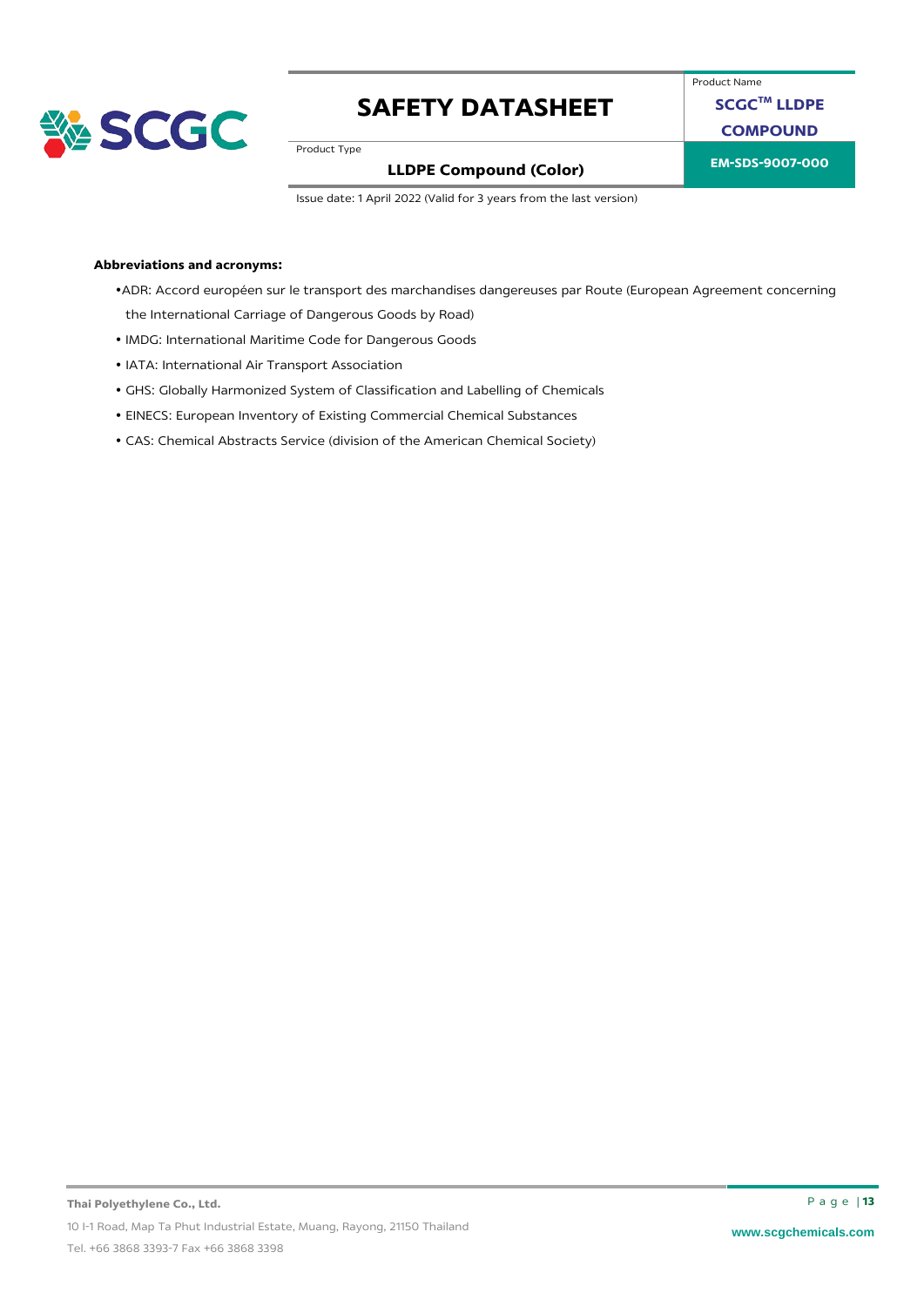**Abbreviations and acronyms:**

- ADR: Accord européen sur le transport des marchandises dangereuses par Route (European Agreement concerning the International Carriage of Dangerous Goods by Road)
- IMDG: International Maritime Code for Dangerous Goods
- IATA: International Air Transport Association
- GHS: Globally Harmonized System of Classification and Labelling of Chemicals
- EINECS: European Inventory of Existing Commercial Chemical Substances
- CAS: Chemical Abstracts Service (division of the American Chemical Society)